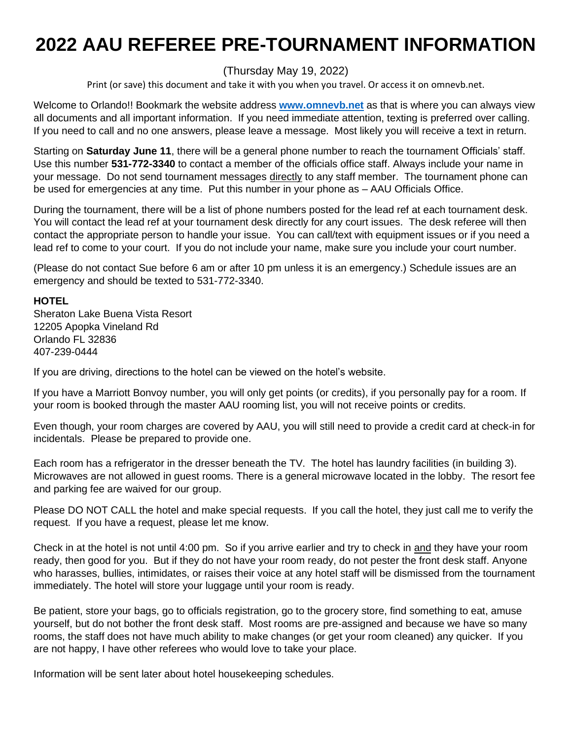# 2022 AAU REFEREE PRE-TOURNAMENT INFORMATION

(Thursday May 19, 2022)

Print (or save) this document and take it with you when you travel. Or access it on omnevb.net.

Welcome to Orlando!! Bookmark the website address **www.omnevb.net** as that is where you can always view all documents and all important information. If you need immediate attention, texting is preferred over calling. If you need to call and no one answers, please leave a message. Most likely you will receive a text in return.

Starting on **Saturday June 11**, there will be a general phone number to reach the tournament Officials' staff. Use this number **531-772-3340** to contact a member of the officials office staff. Always include your name in your message. Do not send tournament messages directly to any staff member. The tournament phone can be used for emergencies at any time. Put this number in your phone as – AAU Officials Office.

During the tournament, there will be a list of phone numbers posted for the lead ref at each tournament desk. You will contact the lead ref at your tournament desk directly for any court issues. The desk referee will then contact the appropriate person to handle your issue. You can call/text with equipment issues or if you need a lead ref to come to your court. If you do not include your name, make sure you include your court number.

(Please do not contact Sue before 6 am or after 10 pm unless it is an emergency.) Schedule issues are an emergency and should be texted to 531-772-3340.

**HOTEL**

Sheraton Lake Buena Vista Resort
12205 Apopka Vineland Rd
Orlando FL 32836
407-239-0444

If you are driving, directions to the hotel can be viewed on the hotel's website.

If you have a Marriott Bonvoy number, you will only get points (or credits), if you personally pay for a room. If your room is booked through the master AAU rooming list, you will not receive points or credits.

Even though, your room charges are covered by AAU, you will still need to provide a credit card at check-in for incidentals. Please be prepared to provide one.

Each room has a refrigerator in the dresser beneath the TV. The hotel has laundry facilities (in building 3). Microwaves are not allowed in guest rooms. There is a general microwave located in the lobby. The resort fee and parking fee are waived for our group.

Please DO NOT CALL the hotel and make special requests. If you call the hotel, they just call me to verify the request. If you have a request, please let me know.

Check in at the hotel is not until 4:00 pm. So if you arrive earlier and try to check in and they have your room ready, then good for you. But if they do not have your room ready, do not pester the front desk staff. Anyone who harasses, bullies, intimidates, or raises their voice at any hotel staff will be dismissed from the tournament immediately. The hotel will store your luggage until your room is ready.

Be patient, store your bags, go to officials registration, go to the grocery store, find something to eat, amuse yourself, but do not bother the front desk staff. Most rooms are pre-assigned and because we have so many rooms, the staff does not have much ability to make changes (or get your room cleaned) any quicker. If you are not happy, I have other referees who would love to take your place.

Information will be sent later about hotel housekeeping schedules.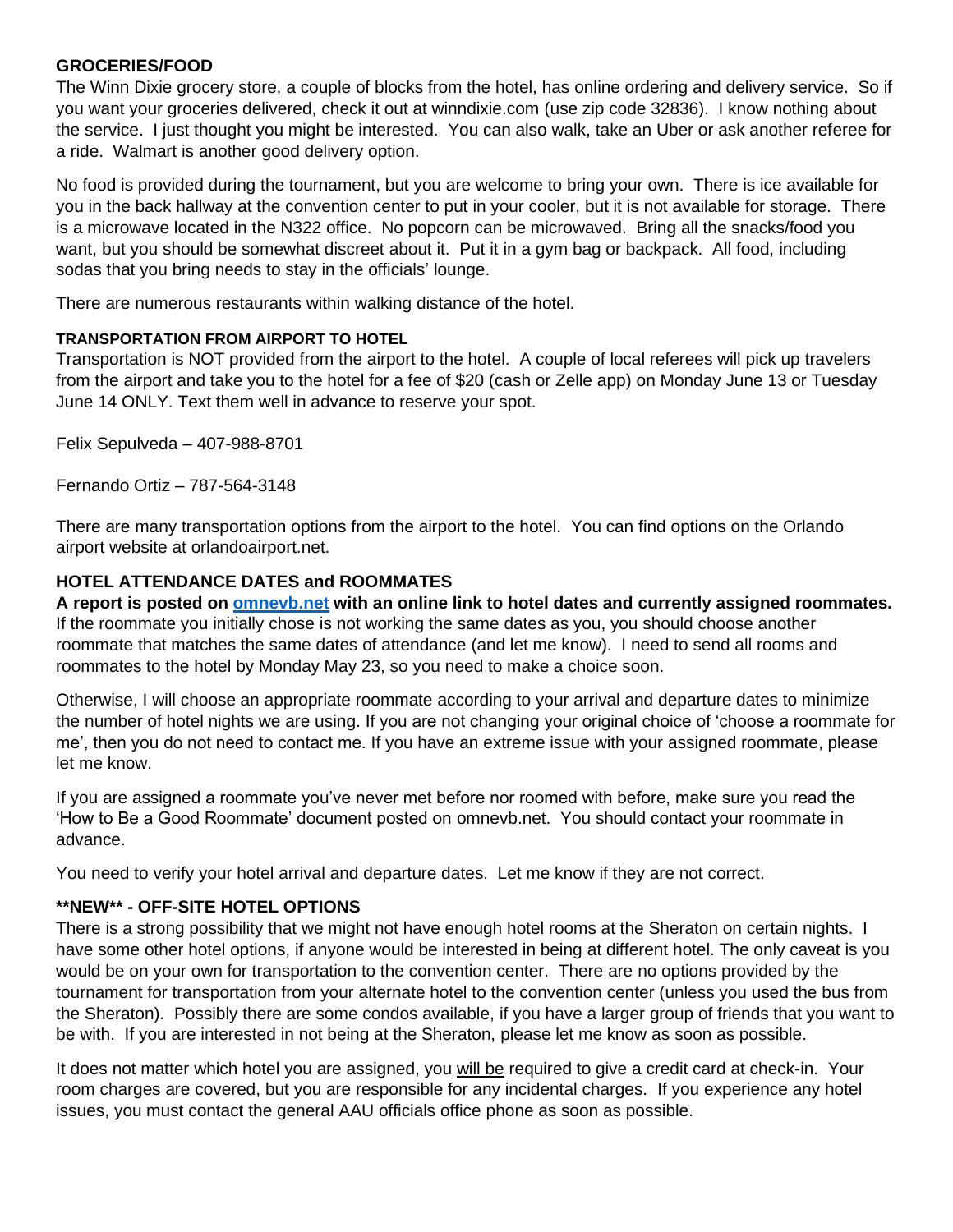## GROCERIES/FOOD

The Winn Dixie grocery store, a couple of blocks from the hotel, has online ordering and delivery service. So if you want your groceries delivered, check it out at winndixie.com (use zip code 32836). I know nothing about the service. I just thought you might be interested. You can also walk, take an Uber or ask another referee for a ride. Walmart is another good delivery option.

No food is provided during the tournament, but you are welcome to bring your own. There is ice available for you in the back hallway at the convention center to put in your cooler, but it is not available for storage. There is a microwave located in the N322 office. No popcorn can be microwaved. Bring all the snacks/food you want, but you should be somewhat discreet about it. Put it in a gym bag or backpack. All food, including sodas that you bring needs to stay in the officials' lounge.

There are numerous restaurants within walking distance of the hotel.

### TRANSPORTATION FROM AIRPORT TO HOTEL

Transportation is NOT provided from the airport to the hotel. A couple of local referees will pick up travelers from the airport and take you to the hotel for a fee of $20 (cash or Zelle app) on Monday June 13 or Tuesday June 14 ONLY. Text them well in advance to reserve your spot.

Felix Sepulveda – 407-988-8701

Fernando Ortiz – 787-564-3148

There are many transportation options from the airport to the hotel. You can find options on the Orlando airport website at orlandoairport.net.

## HOTEL ATTENDANCE DATES and ROOMMATES

**A report is posted on [omnevb.net](omnevb.net) with an online link to hotel dates and currently assigned roommates.** If the roommate you initially chose is not working the same dates as you, you should choose another roommate that matches the same dates of attendance (and let me know). I need to send all rooms and roommates to the hotel by Monday May 23, so you need to make a choice soon.

Otherwise, I will choose an appropriate roommate according to your arrival and departure dates to minimize the number of hotel nights we are using. If you are not changing your original choice of 'choose a roommate for me', then you do not need to contact me. If you have an extreme issue with your assigned roommate, please let me know.

If you are assigned a roommate you've never met before nor roomed with before, make sure you read the 'How to Be a Good Roommate' document posted on omnevb.net. You should contact your roommate in advance.

You need to verify your hotel arrival and departure dates. Let me know if they are not correct.

## **NEW** - OFF-SITE HOTEL OPTIONS

There is a strong possibility that we might not have enough hotel rooms at the Sheraton on certain nights. I have some other hotel options, if anyone would be interested in being at different hotel. The only caveat is you would be on your own for transportation to the convention center. There are no options provided by the tournament for transportation from your alternate hotel to the convention center (unless you used the bus from the Sheraton). Possibly there are some condos available, if you have a larger group of friends that you want to be with. If you are interested in not being at the Sheraton, please let me know as soon as possible.

It does not matter which hotel you are assigned, you will be required to give a credit card at check-in. Your room charges are covered, but you are responsible for any incidental charges. If you experience any hotel issues, you must contact the general AAU officials office phone as soon as possible.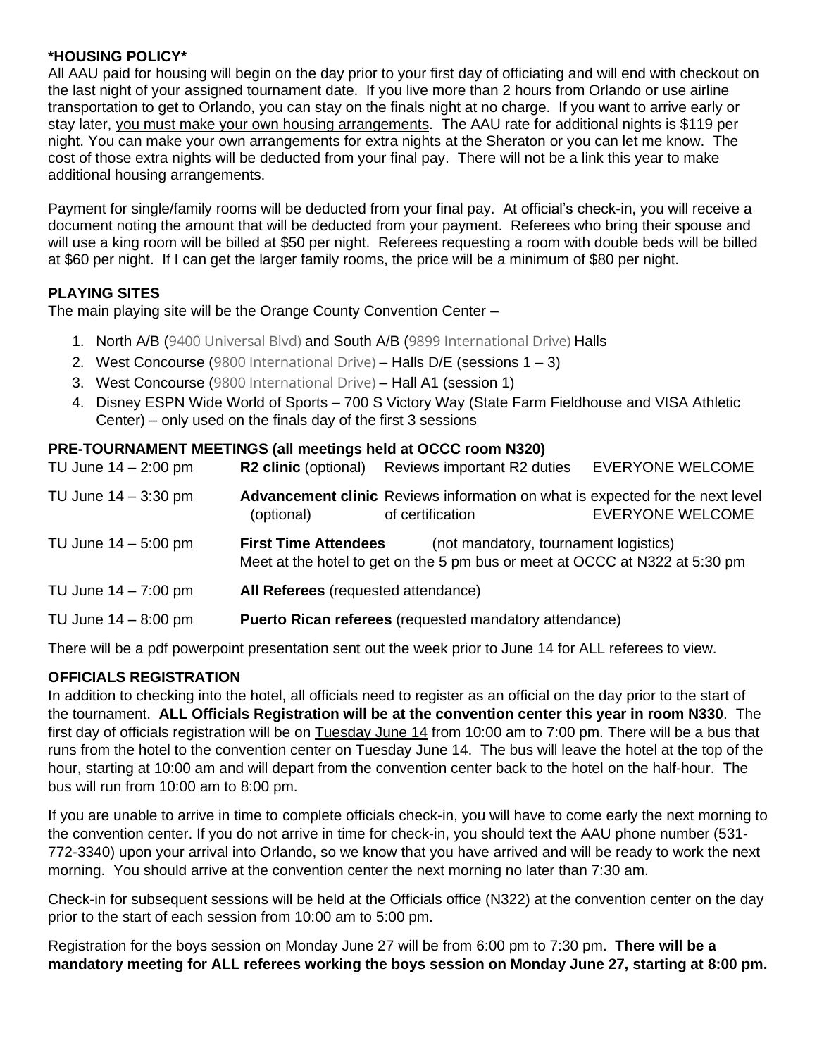**\*HOUSING POLICY\***

All AAU paid for housing will begin on the day prior to your first day of officiating and will end with checkout on the last night of your assigned tournament date. If you live more than 2 hours from Orlando or use airline transportation to get to Orlando, you can stay on the finals night at no charge. If you want to arrive early or stay later, <u>you must make your own housing arrangements</u>. The AAU rate for additional nights is $119 per night. You can make your own arrangements for extra nights at the Sheraton or you can let me know. The cost of those extra nights will be deducted from your final pay. There will not be a link this year to make additional housing arrangements.

Payment for single/family rooms will be deducted from your final pay. At official's check-in, you will receive a document noting the amount that will be deducted from your payment. Referees who bring their spouse and will use a king room will be billed at $50 per night. Referees requesting a room with double beds will be billed at $60 per night. If I can get the larger family rooms, the price will be a minimum of $80 per night.

## PLAYING SITES

The main playing site will be the Orange County Convention Center –

1. North A/B (9400 Universal Blvd) and South A/B (9899 International Drive) Halls
2. West Concourse (9800 International Drive) – Halls D/E (sessions 1 – 3)
3. West Concourse (9800 International Drive) – Hall A1 (session 1)
4. Disney ESPN Wide World of Sports – 700 S Victory Way (State Farm Fieldhouse and VISA Athletic Center) – only used on the finals day of the first 3 sessions

## PRE-TOURNAMENT MEETINGS (all meetings held at OCCC room N320)

| | | | |
|---|---|---|---|
| TU June 14 – 2:00 pm | **R2 clinic** (optional) | Reviews important R2 duties | EVERYONE WELCOME |
| TU June 14 – 3:30 pm | **Advancement clinic** (optional) | Reviews information on what is expected for the next level of certification | EVERYONE WELCOME |
| TU June 14 – 5:00 pm | **First Time Attendees** | (not mandatory, tournament logistics) Meet at the hotel to get on the 5 pm bus or meet at OCCC at N322 at 5:30 pm | |
| TU June 14 – 7:00 pm | **All Referees** (requested attendance) | | |
| TU June 14 – 8:00 pm | **Puerto Rican referees** (requested mandatory attendance) | | |

There will be a pdf powerpoint presentation sent out the week prior to June 14 for ALL referees to view.

## OFFICIALS REGISTRATION

In addition to checking into the hotel, all officials need to register as an official on the day prior to the start of the tournament. **ALL Officials Registration will be at the convention center this year in room N330**. The first day of officials registration will be on <u>Tuesday June 14</u> from 10:00 am to 7:00 pm. There will be a bus that runs from the hotel to the convention center on Tuesday June 14. The bus will leave the hotel at the top of the hour, starting at 10:00 am and will depart from the convention center back to the hotel on the half-hour. The bus will run from 10:00 am to 8:00 pm.

If you are unable to arrive in time to complete officials check-in, you will have to come early the next morning to the convention center. If you do not arrive in time for check-in, you should text the AAU phone number (531-772-3340) upon your arrival into Orlando, so we know that you have arrived and will be ready to work the next morning. You should arrive at the convention center the next morning no later than 7:30 am.

Check-in for subsequent sessions will be held at the Officials office (N322) at the convention center on the day prior to the start of each session from 10:00 am to 5:00 pm.

Registration for the boys session on Monday June 27 will be from 6:00 pm to 7:30 pm. **There will be a mandatory meeting for ALL referees working the boys session on Monday June 27, starting at 8:00 pm.**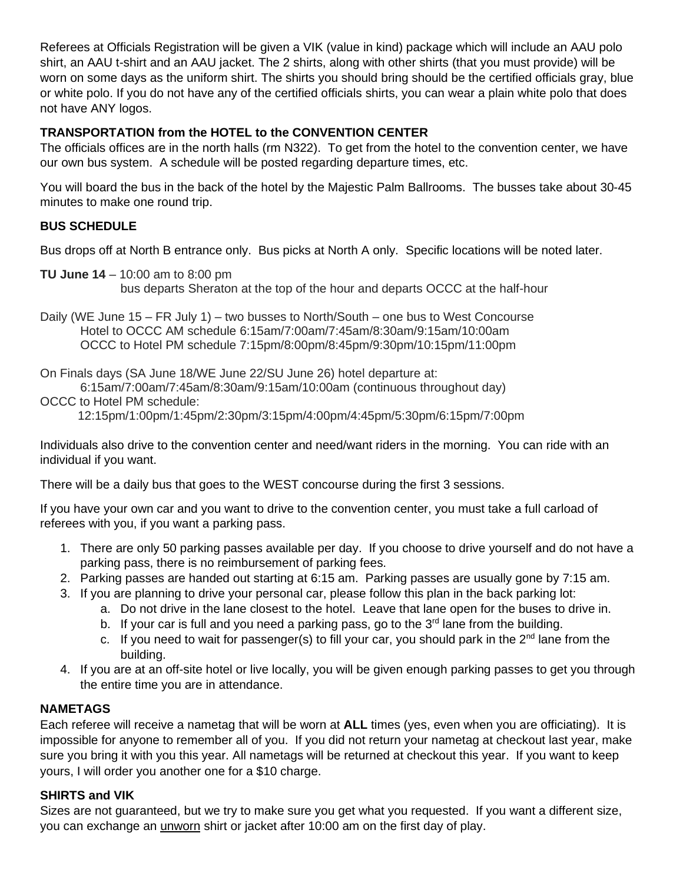Referees at Officials Registration will be given a VIK (value in kind) package which will include an AAU polo shirt, an AAU t-shirt and an AAU jacket. The 2 shirts, along with other shirts (that you must provide) will be worn on some days as the uniform shirt. The shirts you should bring should be the certified officials gray, blue or white polo. If you do not have any of the certified officials shirts, you can wear a plain white polo that does not have ANY logos.

**TRANSPORTATION from the HOTEL to the CONVENTION CENTER**

The officials offices are in the north halls (rm N322). To get from the hotel to the convention center, we have our own bus system. A schedule will be posted regarding departure times, etc.

You will board the bus in the back of the hotel by the Majestic Palm Ballrooms. The busses take about 30-45 minutes to make one round trip.

**BUS SCHEDULE**

Bus drops off at North B entrance only. Bus picks at North A only. Specific locations will be noted later.

**TU June 14** – 10:00 am to 8:00 pm
bus departs Sheraton at the top of the hour and departs OCCC at the half-hour

Daily (WE June 15 – FR July 1) – two busses to North/South – one bus to West Concourse
Hotel to OCCC AM schedule 6:15am/7:00am/7:45am/8:30am/9:15am/10:00am
OCCC to Hotel PM schedule 7:15pm/8:00pm/8:45pm/9:30pm/10:15pm/11:00pm

On Finals days (SA June 18/WE June 22/SU June 26) hotel departure at:
6:15am/7:00am/7:45am/8:30am/9:15am/10:00am (continuous throughout day)
OCCC to Hotel PM schedule:
12:15pm/1:00pm/1:45pm/2:30pm/3:15pm/4:00pm/4:45pm/5:30pm/6:15pm/7:00pm

Individuals also drive to the convention center and need/want riders in the morning. You can ride with an individual if you want.

There will be a daily bus that goes to the WEST concourse during the first 3 sessions.

If you have your own car and you want to drive to the convention center, you must take a full carload of referees with you, if you want a parking pass.

1. There are only 50 parking passes available per day. If you choose to drive yourself and do not have a parking pass, there is no reimbursement of parking fees.
2. Parking passes are handed out starting at 6:15 am. Parking passes are usually gone by 7:15 am.
3. If you are planning to drive your personal car, please follow this plan in the back parking lot:
    a. Do not drive in the lane closest to the hotel. Leave that lane open for the buses to drive in.
    b. If your car is full and you need a parking pass, go to the 3rd lane from the building.
    c. If you need to wait for passenger(s) to fill your car, you should park in the 2nd lane from the building.
4. If you are at an off-site hotel or live locally, you will be given enough parking passes to get you through the entire time you are in attendance.

**NAMETAGS**

Each referee will receive a nametag that will be worn at **ALL** times (yes, even when you are officiating). It is impossible for anyone to remember all of you. If you did not return your nametag at checkout last year, make sure you bring it with you this year. All nametags will be returned at checkout this year. If you want to keep yours, I will order you another one for a $10 charge.

**SHIRTS and VIK**

Sizes are not guaranteed, but we try to make sure you get what you requested. If you want a different size, you can exchange an unworn shirt or jacket after 10:00 am on the first day of play.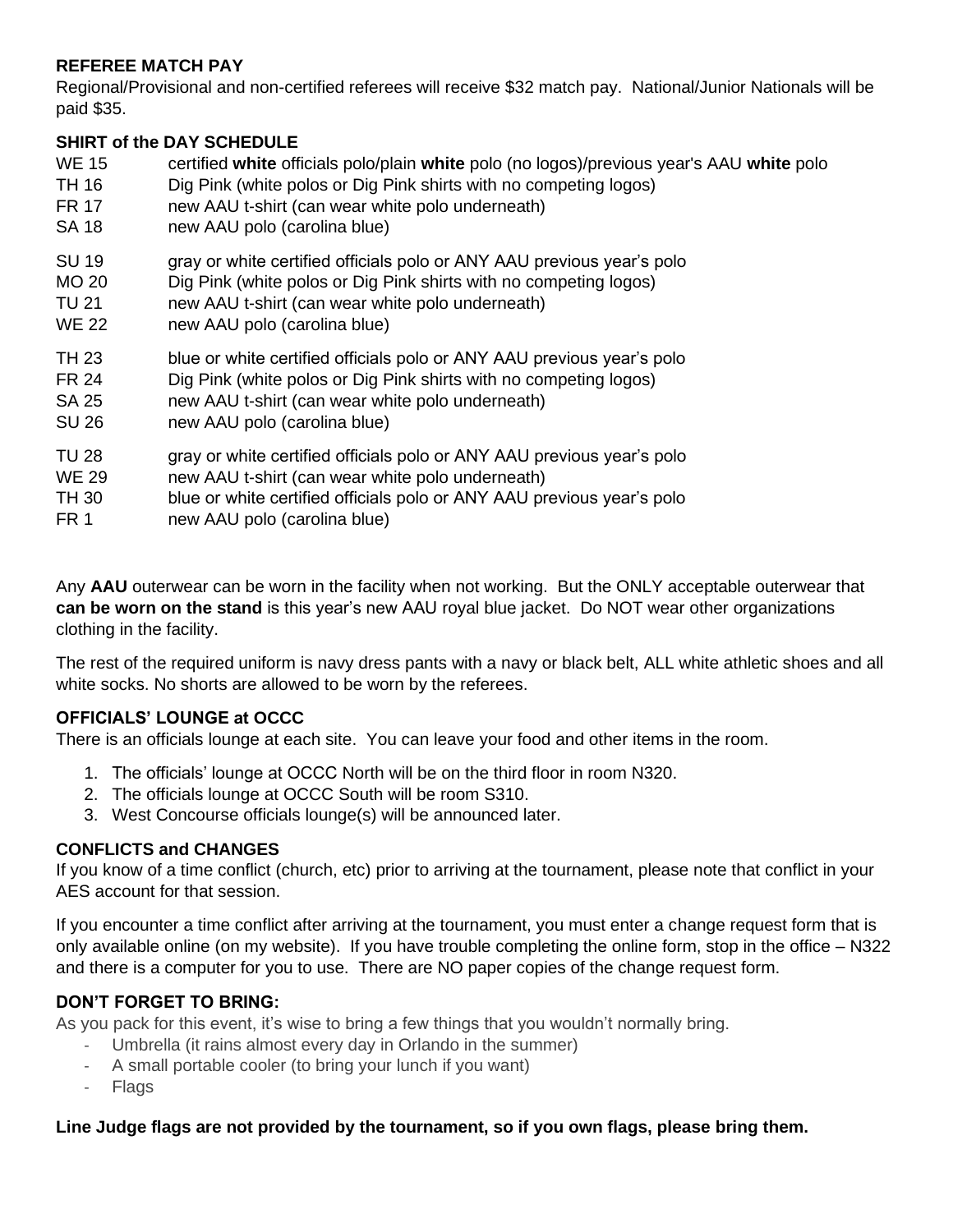**REFEREE MATCH PAY**

Regional/Provisional and non-certified referees will receive $32 match pay. National/Junior Nationals will be paid $35.

**SHIRT of the DAY SCHEDULE**

| | |
|---|---|
| WE 15 | certified **white** officials polo/plain **white** polo (no logos)/previous year's AAU **white** polo |
| TH 16 | Dig Pink (white polos or Dig Pink shirts with no competing logos) |
| FR 17 | new AAU t-shirt (can wear white polo underneath) |
| SA 18 | new AAU polo (carolina blue) |
| SU 19 | gray or white certified officials polo or ANY AAU previous year's polo |
| MO 20 | Dig Pink (white polos or Dig Pink shirts with no competing logos) |
| TU 21 | new AAU t-shirt (can wear white polo underneath) |
| WE 22 | new AAU polo (carolina blue) |
| TH 23 | blue or white certified officials polo or ANY AAU previous year's polo |
| FR 24 | Dig Pink (white polos or Dig Pink shirts with no competing logos) |
| SA 25 | new AAU t-shirt (can wear white polo underneath) |
| SU 26 | new AAU polo (carolina blue) |
| TU 28 | gray or white certified officials polo or ANY AAU previous year's polo |
| WE 29 | new AAU t-shirt (can wear white polo underneath) |
| TH 30 | blue or white certified officials polo or ANY AAU previous year's polo |
| FR 1 | new AAU polo (carolina blue) |

Any **AAU** outerwear can be worn in the facility when not working. But the ONLY acceptable outerwear that **can be worn on the stand** is this year's new AAU royal blue jacket. Do NOT wear other organizations clothing in the facility.

The rest of the required uniform is navy dress pants with a navy or black belt, ALL white athletic shoes and all white socks. No shorts are allowed to be worn by the referees.

**OFFICIALS' LOUNGE at OCCC**

There is an officials lounge at each site. You can leave your food and other items in the room.

1. The officials' lounge at OCCC North will be on the third floor in room N320.
2. The officials lounge at OCCC South will be room S310.
3. West Concourse officials lounge(s) will be announced later.

**CONFLICTS and CHANGES**

If you know of a time conflict (church, etc) prior to arriving at the tournament, please note that conflict in your AES account for that session.

If you encounter a time conflict after arriving at the tournament, you must enter a change request form that is only available online (on my website). If you have trouble completing the online form, stop in the office – N322 and there is a computer for you to use. There are NO paper copies of the change request form.

**DON'T FORGET TO BRING:**

As you pack for this event, it's wise to bring a few things that you wouldn't normally bring.

- Umbrella (it rains almost every day in Orlando in the summer)
- A small portable cooler (to bring your lunch if you want)
- Flags

**Line Judge flags are not provided by the tournament, so if you own flags, please bring them.**